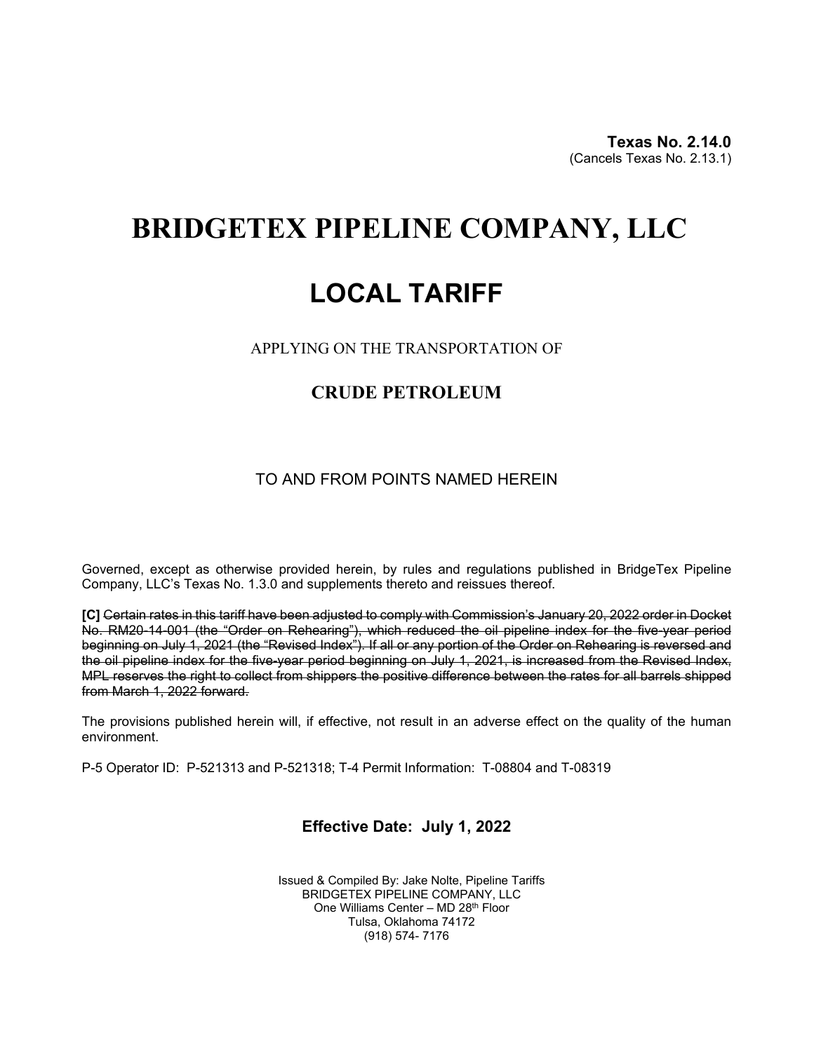**Texas No. 2.14.0**
(Cancels Texas No. 2.13.1)

# BRIDGETEX PIPELINE COMPANY, LLC

# LOCAL TARIFF

APPLYING ON THE TRANSPORTATION OF

## CRUDE PETROLEUM

TO AND FROM POINTS NAMED HEREIN

Governed, except as otherwise provided herein, by rules and regulations published in BridgeTex Pipeline Company, LLC's Texas No. 1.3.0 and supplements thereto and reissues thereof.

**[C]** ~~Certain rates in this tariff have been adjusted to comply with Commission's January 20, 2022 order in Docket No. RM20-14-001 (the "Order on Rehearing"), which reduced the oil pipeline index for the five-year period beginning on July 1, 2021 (the "Revised Index"). If all or any portion of the Order on Rehearing is reversed and the oil pipeline index for the five-year period beginning on July 1, 2021, is increased from the Revised Index, MPL reserves the right to collect from shippers the positive difference between the rates for all barrels shipped from March 1, 2022 forward.~~

The provisions published herein will, if effective, not result in an adverse effect on the quality of the human environment.

P-5 Operator ID: P-521313 and P-521318; T-4 Permit Information: T-08804 and T-08319

**Effective Date: July 1, 2022**

Issued & Compiled By: Jake Nolte, Pipeline Tariffs
BRIDGETEX PIPELINE COMPANY, LLC
One Williams Center – MD 28th Floor
Tulsa, Oklahoma 74172
(918) 574- 7176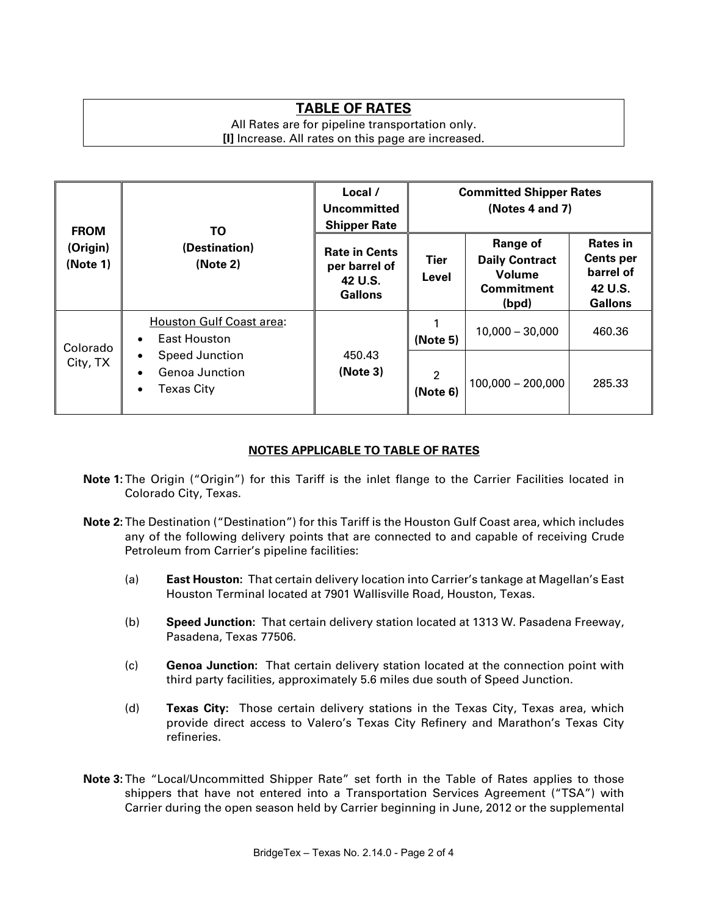## TABLE OF RATES

All Rates are for pipeline transportation only.
**[I]** Increase. All rates on this page are increased.

| FROM (Origin) (Note 1) | TO (Destination) (Note 2) | Local / Uncommitted Shipper Rate | Committed Shipper Rates (Notes 4 and 7) | | |
|---|---|---|---|---|---|
| | | Rate in Cents per barrel of 42 U.S. Gallons | Tier Level | Range of Daily Contract Volume Commitment (bpd) | Rates in Cents per barrel of 42 U.S. Gallons |
| Colorado City, TX | Houston Gulf Coast area: • East Houston • Speed Junction • Genoa Junction • Texas City | 450.43 **(Note 3)** | 1 **(Note 5)** | 10,000 – 30,000 | 460.36 |
| | | | 2 **(Note 6)** | 100,000 – 200,000 | 285.33 |

### NOTES APPLICABLE TO TABLE OF RATES

**Note 1:** The Origin ("Origin") for this Tariff is the inlet flange to the Carrier Facilities located in Colorado City, Texas.

**Note 2:** The Destination ("Destination") for this Tariff is the Houston Gulf Coast area, which includes any of the following delivery points that are connected to and capable of receiving Crude Petroleum from Carrier's pipeline facilities:

(a) **East Houston:** That certain delivery location into Carrier's tankage at Magellan's East Houston Terminal located at 7901 Wallisville Road, Houston, Texas.

(b) **Speed Junction:** That certain delivery station located at 1313 W. Pasadena Freeway, Pasadena, Texas 77506.

(c) **Genoa Junction:** That certain delivery station located at the connection point with third party facilities, approximately 5.6 miles due south of Speed Junction.

(d) **Texas City:** Those certain delivery stations in the Texas City, Texas area, which provide direct access to Valero's Texas City Refinery and Marathon's Texas City refineries.

**Note 3:** The "Local/Uncommitted Shipper Rate" set forth in the Table of Rates applies to those shippers that have not entered into a Transportation Services Agreement ("TSA") with Carrier during the open season held by Carrier beginning in June, 2012 or the supplemental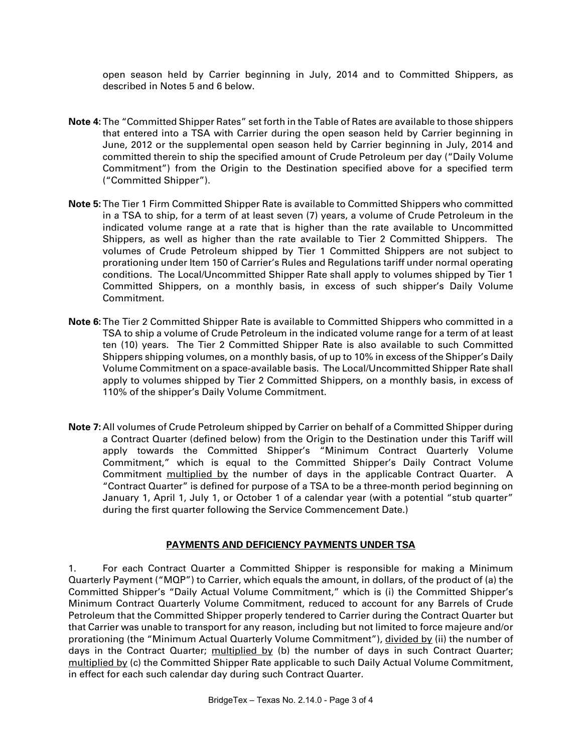open season held by Carrier beginning in July, 2014 and to Committed Shippers, as described in Notes 5 and 6 below.

**Note 4:** The "Committed Shipper Rates" set forth in the Table of Rates are available to those shippers that entered into a TSA with Carrier during the open season held by Carrier beginning in June, 2012 or the supplemental open season held by Carrier beginning in July, 2014 and committed therein to ship the specified amount of Crude Petroleum per day ("Daily Volume Commitment") from the Origin to the Destination specified above for a specified term ("Committed Shipper").

**Note 5:** The Tier 1 Firm Committed Shipper Rate is available to Committed Shippers who committed in a TSA to ship, for a term of at least seven (7) years, a volume of Crude Petroleum in the indicated volume range at a rate that is higher than the rate available to Uncommitted Shippers, as well as higher than the rate available to Tier 2 Committed Shippers. The volumes of Crude Petroleum shipped by Tier 1 Committed Shippers are not subject to prorationing under Item 150 of Carrier's Rules and Regulations tariff under normal operating conditions. The Local/Uncommitted Shipper Rate shall apply to volumes shipped by Tier 1 Committed Shippers, on a monthly basis, in excess of such shipper's Daily Volume Commitment.

**Note 6:** The Tier 2 Committed Shipper Rate is available to Committed Shippers who committed in a TSA to ship a volume of Crude Petroleum in the indicated volume range for a term of at least ten (10) years. The Tier 2 Committed Shipper Rate is also available to such Committed Shippers shipping volumes, on a monthly basis, of up to 10% in excess of the Shipper's Daily Volume Commitment on a space-available basis. The Local/Uncommitted Shipper Rate shall apply to volumes shipped by Tier 2 Committed Shippers, on a monthly basis, in excess of 110% of the shipper's Daily Volume Commitment.

**Note 7:** All volumes of Crude Petroleum shipped by Carrier on behalf of a Committed Shipper during a Contract Quarter (defined below) from the Origin to the Destination under this Tariff will apply towards the Committed Shipper's "Minimum Contract Quarterly Volume Commitment," which is equal to the Committed Shipper's Daily Contract Volume Commitment multiplied by the number of days in the applicable Contract Quarter. A "Contract Quarter" is defined for purpose of a TSA to be a three-month period beginning on January 1, April 1, July 1, or October 1 of a calendar year (with a potential "stub quarter" during the first quarter following the Service Commencement Date.)

## PAYMENTS AND DEFICIENCY PAYMENTS UNDER TSA

1. For each Contract Quarter a Committed Shipper is responsible for making a Minimum Quarterly Payment ("MQP") to Carrier, which equals the amount, in dollars, of the product of (a) the Committed Shipper's "Daily Actual Volume Commitment," which is (i) the Committed Shipper's Minimum Contract Quarterly Volume Commitment, reduced to account for any Barrels of Crude Petroleum that the Committed Shipper properly tendered to Carrier during the Contract Quarter but that Carrier was unable to transport for any reason, including but not limited to force majeure and/or prorationing (the "Minimum Actual Quarterly Volume Commitment"), divided by (ii) the number of days in the Contract Quarter; multiplied by (b) the number of days in such Contract Quarter; multiplied by (c) the Committed Shipper Rate applicable to such Daily Actual Volume Commitment, in effect for each such calendar day during such Contract Quarter.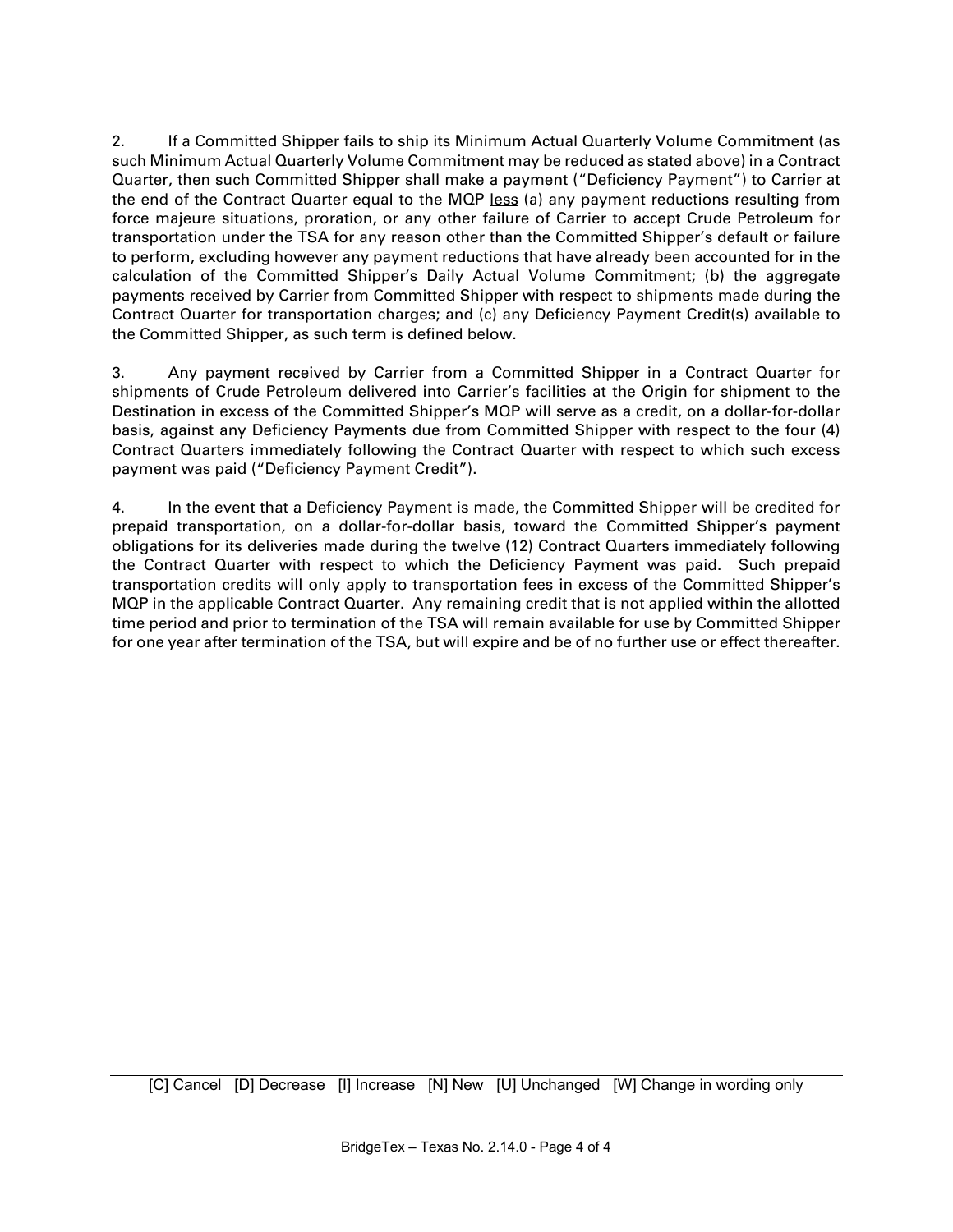2. If a Committed Shipper fails to ship its Minimum Actual Quarterly Volume Commitment (as such Minimum Actual Quarterly Volume Commitment may be reduced as stated above) in a Contract Quarter, then such Committed Shipper shall make a payment ("Deficiency Payment") to Carrier at the end of the Contract Quarter equal to the MQP less (a) any payment reductions resulting from force majeure situations, proration, or any other failure of Carrier to accept Crude Petroleum for transportation under the TSA for any reason other than the Committed Shipper's default or failure to perform, excluding however any payment reductions that have already been accounted for in the calculation of the Committed Shipper's Daily Actual Volume Commitment; (b) the aggregate payments received by Carrier from Committed Shipper with respect to shipments made during the Contract Quarter for transportation charges; and (c) any Deficiency Payment Credit(s) available to the Committed Shipper, as such term is defined below.

3. Any payment received by Carrier from a Committed Shipper in a Contract Quarter for shipments of Crude Petroleum delivered into Carrier's facilities at the Origin for shipment to the Destination in excess of the Committed Shipper's MQP will serve as a credit, on a dollar-for-dollar basis, against any Deficiency Payments due from Committed Shipper with respect to the four (4) Contract Quarters immediately following the Contract Quarter with respect to which such excess payment was paid ("Deficiency Payment Credit").

4. In the event that a Deficiency Payment is made, the Committed Shipper will be credited for prepaid transportation, on a dollar-for-dollar basis, toward the Committed Shipper's payment obligations for its deliveries made during the twelve (12) Contract Quarters immediately following the Contract Quarter with respect to which the Deficiency Payment was paid. Such prepaid transportation credits will only apply to transportation fees in excess of the Committed Shipper's MQP in the applicable Contract Quarter. Any remaining credit that is not applied within the allotted time period and prior to termination of the TSA will remain available for use by Committed Shipper for one year after termination of the TSA, but will expire and be of no further use or effect thereafter.

[C] Cancel [D] Decrease [I] Increase [N] New [U] Unchanged [W] Change in wording only